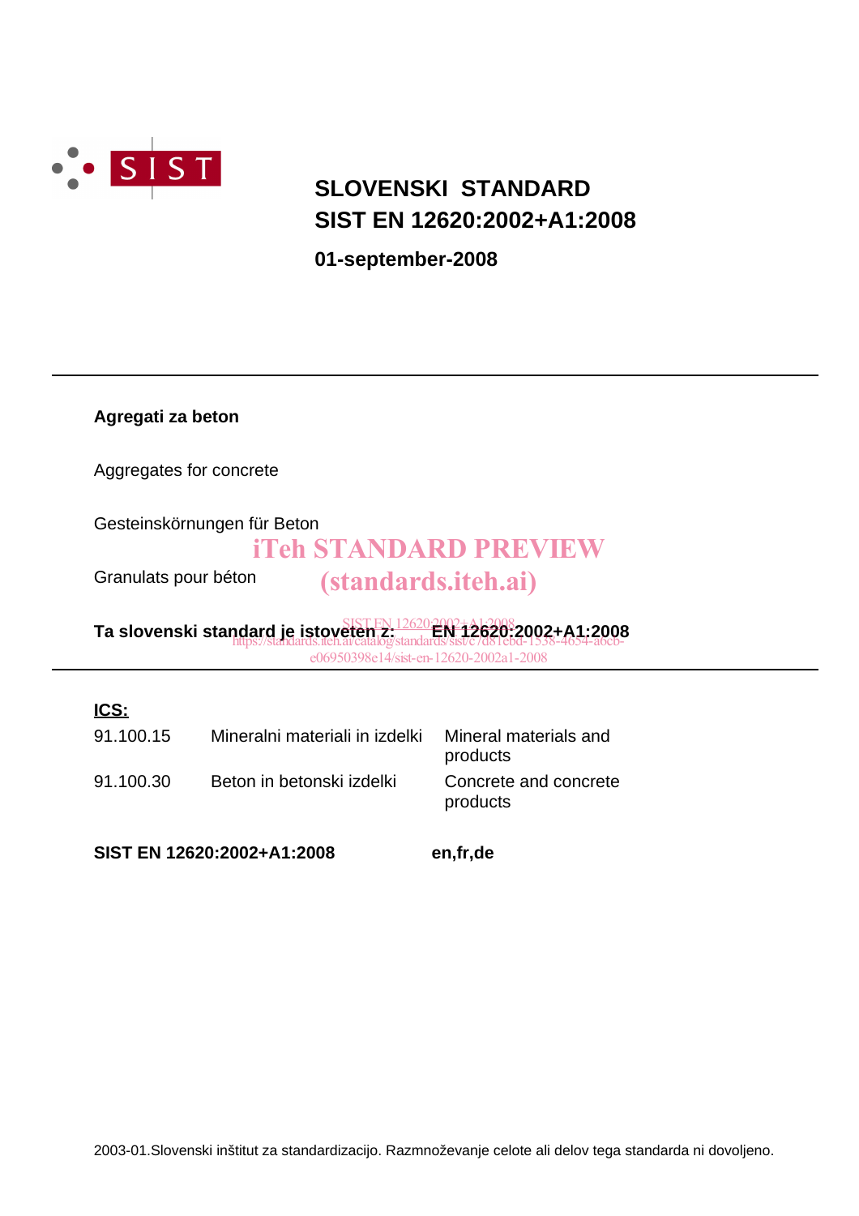# SLOVENSKI STANDARD
# SIST EN 12620:2002+A1:2008

**01-september-2008**

---

**Agregati za beton**

Aggregates for concrete

Gesteinskörnungen für Beton

Granulats pour béton

iTeh STANDARD PREVIEW
(standards.iteh.ai)

**Ta slovenski standard je istoveten z: EN 12620:2002+A1:2008**

SIST EN 12620:2002+A1:2008
https://standards.iteh.ai/catalog/standards/sist/c7d81ebd-1538-4654-a6cb-e06950398e14/sist-en-12620-2002a1-2008

---

**ICS:**

| | | |
|---|---|---|
| 91.100.15 | Mineralni materiali in izdelki | Mineral materials and products |
| 91.100.30 | Beton in betonski izdelki | Concrete and concrete products |

**SIST EN 12620:2002+A1:2008** **en,fr,de**

2003-01.Slovenski inštitut za standardizacijo. Razmnoževanje celote ali delov tega standarda ni dovoljeno.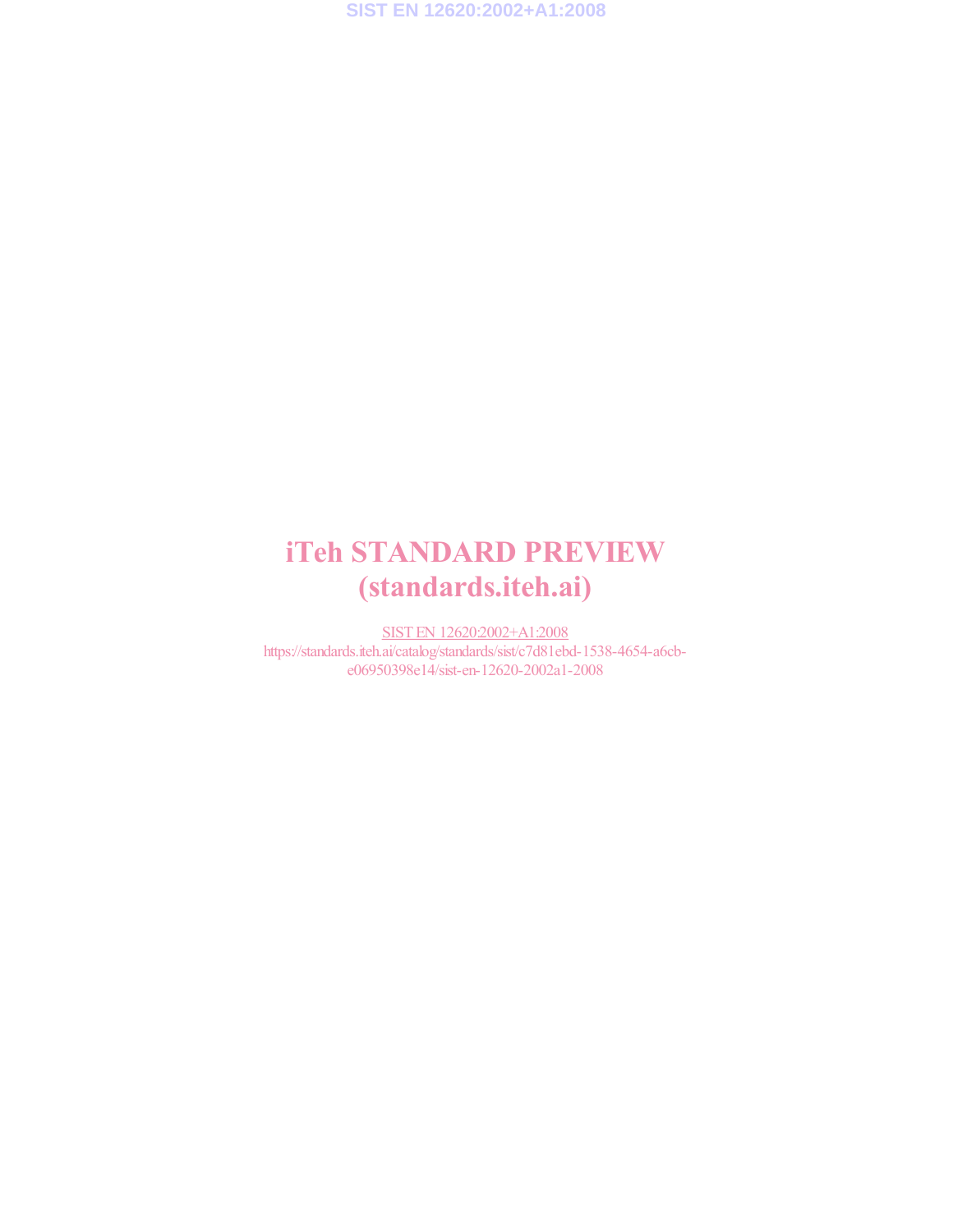# iTeh STANDARD PREVIEW
# (standards.iteh.ai)

SIST EN 12620:2002+A1:2008

https://standards.iteh.ai/catalog/standards/sist/c7d81ebd-1538-4654-a6cb-e06950398e14/sist-en-12620-2002a1-2008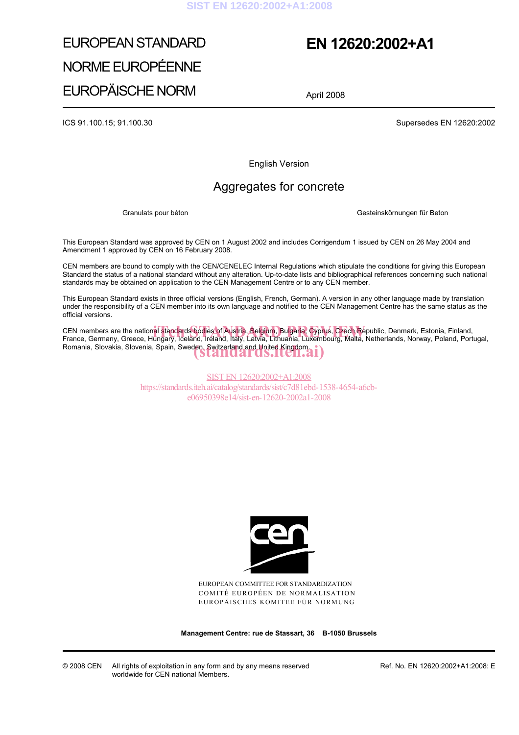EUROPEAN STANDARD

NORME EUROPÉENNE

EUROPÄISCHE NORM

# EN 12620:2002+A1

April 2008

ICS 91.100.15; 91.100.30

Supersedes EN 12620:2002

English Version

## Aggregates for concrete

Granulats pour béton

Gesteinskörnungen für Beton

This European Standard was approved by CEN on 1 August 2002 and includes Corrigendum 1 issued by CEN on 26 May 2004 and Amendment 1 approved by CEN on 16 February 2008.

CEN members are bound to comply with the CEN/CENELEC Internal Regulations which stipulate the conditions for giving this European Standard the status of a national standard without any alteration. Up-to-date lists and bibliographical references concerning such national standards may be obtained on application to the CEN Management Centre or to any CEN member.

This European Standard exists in three official versions (English, French, German). A version in any other language made by translation under the responsibility of a CEN member into its own language and notified to the CEN Management Centre has the same status as the official versions.

CEN members are the national standards bodies of Austria, Belgium, Bulgaria, Cyprus, Czech Republic, Denmark, Estonia, Finland, France, Germany, Greece, Hungary, Iceland, Ireland, Italy, Latvia, Lithuania, Luxembourg, Malta, Netherlands, Norway, Poland, Portugal, Romania, Slovakia, Slovenia, Spain, Sweden, Switzerland and United Kingdom.

EUROPEAN COMMITTEE FOR STANDARDIZATION

COMITÉ EUROPÉEN DE NORMALISATION

EUROPÄISCHES KOMITEE FÜR NORMUNG

**Management Centre: rue de Stassart, 36 B-1050 Brussels**

© 2008 CEN All rights of exploitation in any form and by any means reserved worldwide for CEN national Members.

Ref. No. EN 12620:2002+A1:2008: E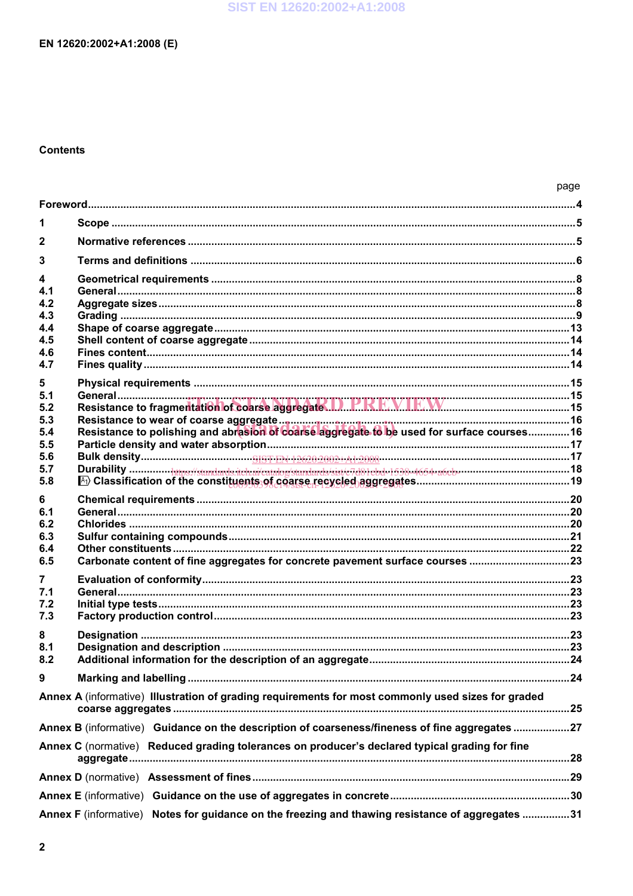## Contents

| | | page |
|---|---|---|
| **Foreword** | | **4** |
| **1** | **Scope** | **5** |
| **2** | **Normative references** | **5** |
| **3** | **Terms and definitions** | **6** |
| **4** | **Geometrical requirements** | **8** |
| **4.1** | **General** | **8** |
| **4.2** | **Aggregate sizes** | **8** |
| **4.3** | **Grading** | **9** |
| **4.4** | **Shape of coarse aggregate** | **13** |
| **4.5** | **Shell content of coarse aggregate** | **14** |
| **4.6** | **Fines content** | **14** |
| **4.7** | **Fines quality** | **14** |
| **5** | **Physical requirements** | **15** |
| **5.1** | **General** | **15** |
| **5.2** | **Resistance to fragmentation of coarse aggregate** | **15** |
| **5.3** | **Resistance to wear of coarse aggregate** | **16** |
| **5.4** | **Resistance to polishing and abrasion of coarse aggregate to be used for surface courses** | **16** |
| **5.5** | **Particle density and water absorption** | **17** |
| **5.6** | **Bulk density** | **17** |
| **5.7** | **Durability** | **18** |
| **5.8** | **A1) Classification of the constituents of coarse recycled aggregates** | **19** |
| **6** | **Chemical requirements** | **20** |
| **6.1** | **General** | **20** |
| **6.2** | **Chlorides** | **20** |
| **6.3** | **Sulfur containing compounds** | **21** |
| **6.4** | **Other constituents** | **22** |
| **6.5** | **Carbonate content of fine aggregates for concrete pavement surface courses** | **23** |
| **7** | **Evaluation of conformity** | **23** |
| **7.1** | **General** | **23** |
| **7.2** | **Initial type tests** | **23** |
| **7.3** | **Factory production control** | **23** |
| **8** | **Designation** | **23** |
| **8.1** | **Designation and description** | **23** |
| **8.2** | **Additional information for the description of an aggregate** | **24** |
| **9** | **Marking and labelling** | **24** |
| **Annex A** (informative) | **Illustration of grading requirements for most commonly used sizes for graded coarse aggregates** | **25** |
| **Annex B** (informative) | **Guidance on the description of coarseness/fineness of fine aggregates** | **27** |
| **Annex C** (normative) | **Reduced grading tolerances on producer's declared typical grading for fine aggregate** | **28** |
| **Annex D** (normative) | **Assessment of fines** | **29** |
| **Annex E** (informative) | **Guidance on the use of aggregates in concrete** | **30** |
| **Annex F** (informative) | **Notes for guidance on the freezing and thawing resistance of aggregates** | **31** |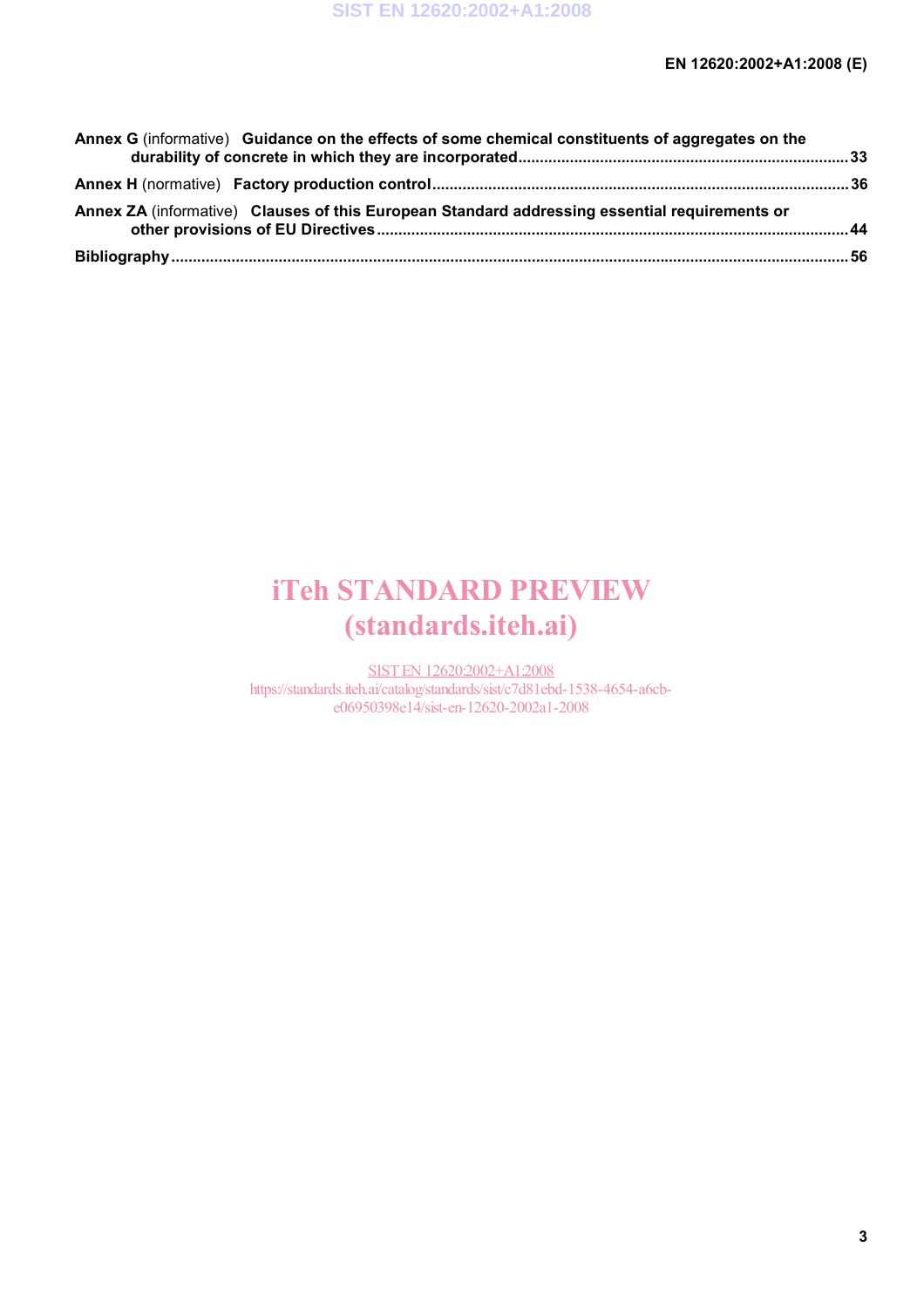**Annex G** (informative) **Guidance on the effects of some chemical constituents of aggregates on the durability of concrete in which they are incorporated** ........ 33

**Annex H** (normative) **Factory production control** ........ 36

**Annex ZA** (informative) **Clauses of this European Standard addressing essential requirements or other provisions of EU Directives** ........ 44

**Bibliography** ........ 56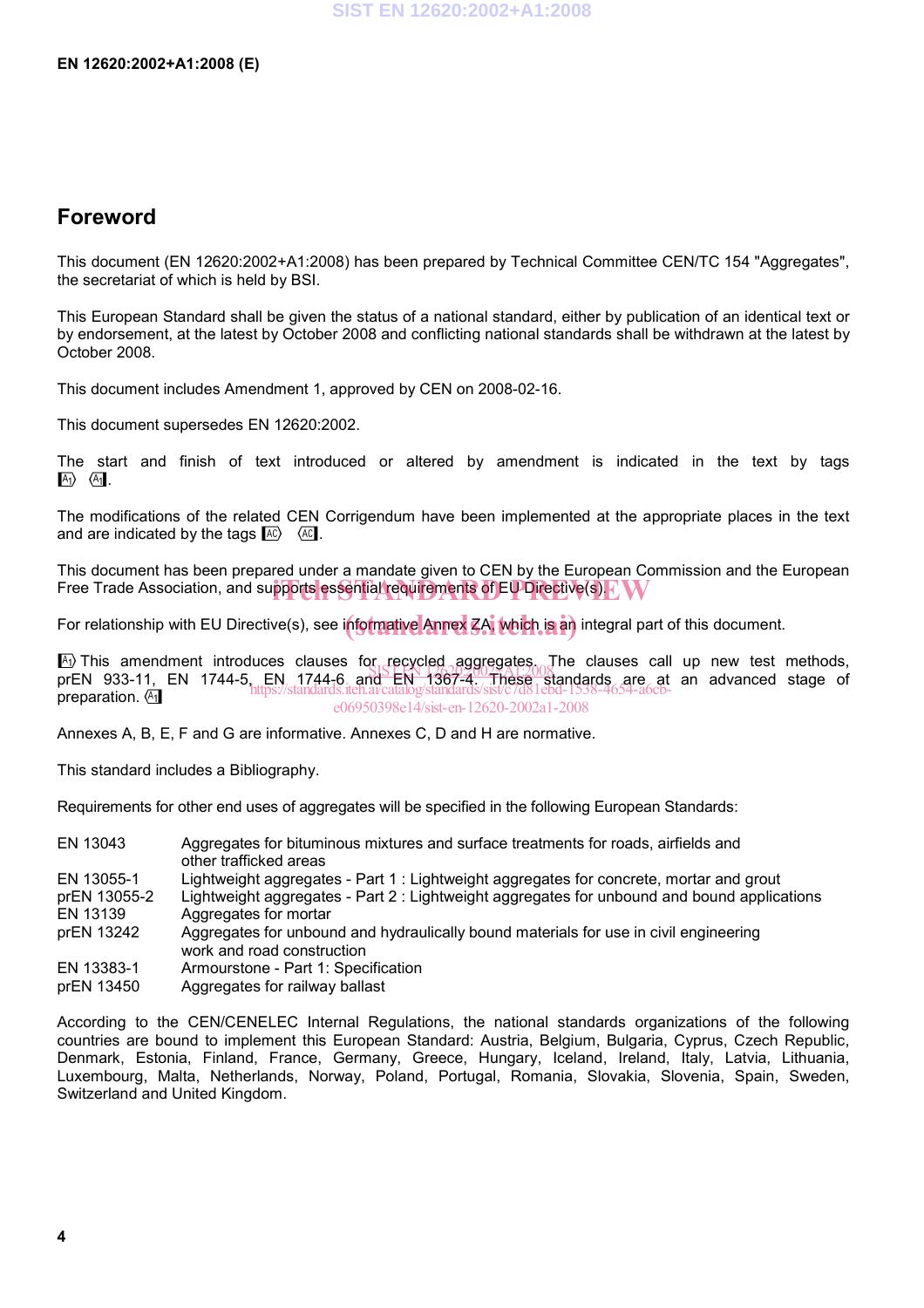# Foreword

This document (EN 12620:2002+A1:2008) has been prepared by Technical Committee CEN/TC 154 "Aggregates", the secretariat of which is held by BSI.

This European Standard shall be given the status of a national standard, either by publication of an identical text or by endorsement, at the latest by October 2008 and conflicting national standards shall be withdrawn at the latest by October 2008.

This document includes Amendment 1, approved by CEN on 2008-02-16.

This document supersedes EN 12620:2002.

The start and finish of text introduced or altered by amendment is indicated in the text by tags [A1⟩ ⟨A1].

The modifications of the related CEN Corrigendum have been implemented at the appropriate places in the text and are indicated by the tags [AC⟩ ⟨AC].

This document has been prepared under a mandate given to CEN by the European Commission and the European Free Trade Association, and supports essential requirements of EU Directive(s).

For relationship with EU Directive(s), see informative Annex ZA, which is an integral part of this document.

[A1⟩ This amendment introduces clauses for recycled aggregates. The clauses call up new test methods, prEN 933-11, EN 1744-5, EN 1744-6 and EN 1367-4. These standards are at an advanced stage of preparation. ⟨A1]

Annexes A, B, E, F and G are informative. Annexes C, D and H are normative.

This standard includes a Bibliography.

Requirements for other end uses of aggregates will be specified in the following European Standards:

| | |
|---|---|
| EN 13043 | Aggregates for bituminous mixtures and surface treatments for roads, airfields and other trafficked areas |
| EN 13055-1 | Lightweight aggregates - Part 1 : Lightweight aggregates for concrete, mortar and grout |
| prEN 13055-2 | Lightweight aggregates - Part 2 : Lightweight aggregates for unbound and bound applications |
| EN 13139 | Aggregates for mortar |
| prEN 13242 | Aggregates for unbound and hydraulically bound materials for use in civil engineering work and road construction |
| EN 13383-1 | Armourstone - Part 1: Specification |
| prEN 13450 | Aggregates for railway ballast |

According to the CEN/CENELEC Internal Regulations, the national standards organizations of the following countries are bound to implement this European Standard: Austria, Belgium, Bulgaria, Cyprus, Czech Republic, Denmark, Estonia, Finland, France, Germany, Greece, Hungary, Iceland, Ireland, Italy, Latvia, Lithuania, Luxembourg, Malta, Netherlands, Norway, Poland, Portugal, Romania, Slovakia, Slovenia, Spain, Sweden, Switzerland and United Kingdom.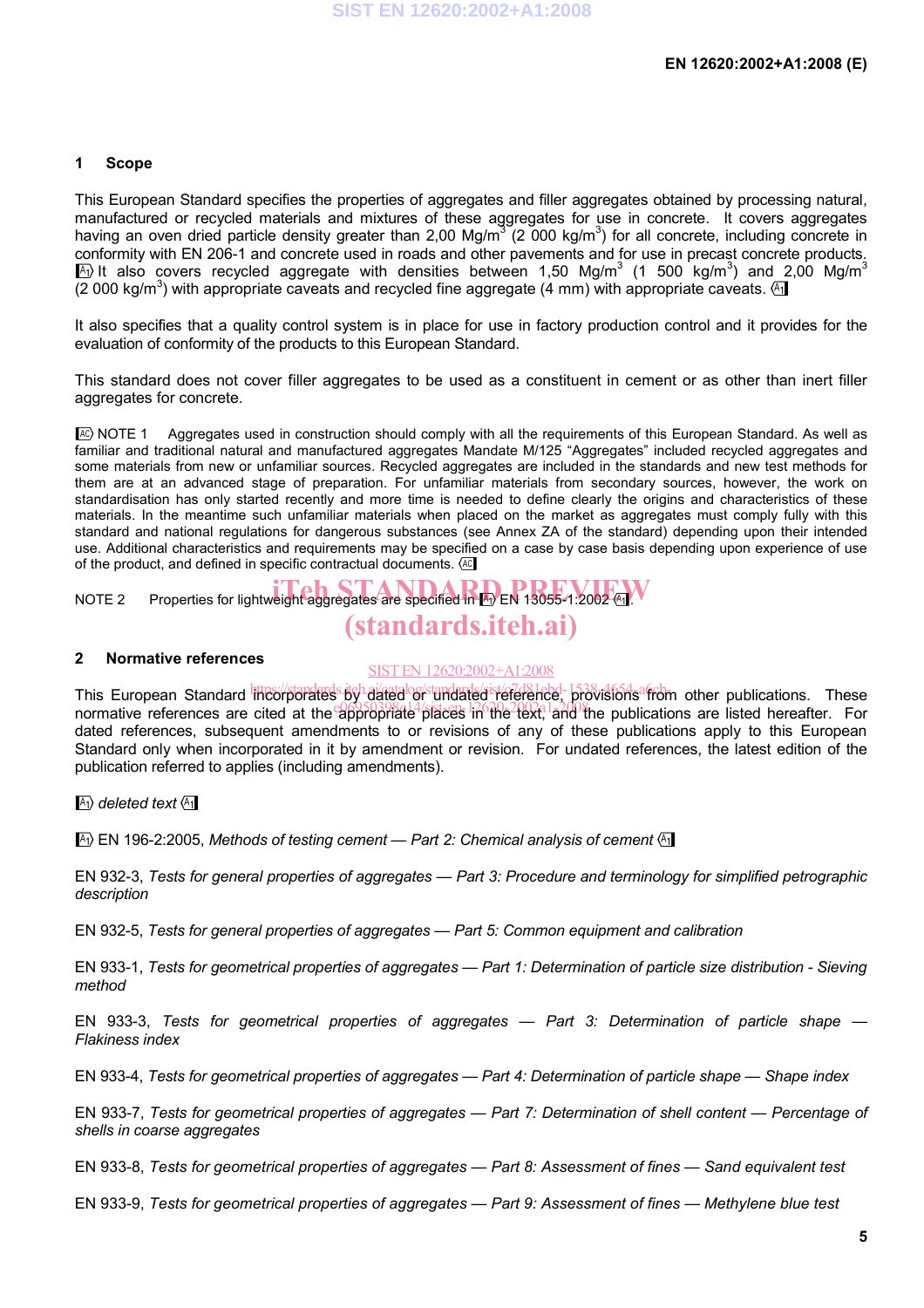## 1 Scope

This European Standard specifies the properties of aggregates and filler aggregates obtained by processing natural, manufactured or recycled materials and mixtures of these aggregates for use in concrete. It covers aggregates having an oven dried particle density greater than 2,00 $Mg/m^3$ (2 000 $kg/m^3$) for all concrete, including concrete in conformity with EN 206-1 and concrete used in roads and other pavements and for use in precast concrete products. [A1) It also covers recycled aggregate with densities between 1,50 $Mg/m^3$ (1 500 $kg/m^3$) and 2,00 $Mg/m^3$ (2 000 $kg/m^3$) with appropriate caveats and recycled fine aggregate (4 mm) with appropriate caveats. (A1]

It also specifies that a quality control system is in place for use in factory production control and it provides for the evaluation of conformity of the products to this European Standard.

This standard does not cover filler aggregates to be used as a constituent in cement or as other than inert filler aggregates for concrete.

[AC) NOTE 1 Aggregates used in construction should comply with all the requirements of this European Standard. As well as familiar and traditional natural and manufactured aggregates Mandate M/125 "Aggregates" included recycled aggregates and some materials from new or unfamiliar sources. Recycled aggregates are included in the standards and new test methods for them are at an advanced stage of preparation. For unfamiliar materials from secondary sources, however, the work on standardisation has only started recently and more time is needed to define clearly the origins and characteristics of these materials. In the meantime such unfamiliar materials when placed on the market as aggregates must comply fully with this standard and national regulations for dangerous substances (see Annex ZA of the standard) depending upon their intended use. Additional characteristics and requirements may be specified on a case by case basis depending upon experience of use of the product, and defined in specific contractual documents. (AC]

NOTE 2 Properties for lightweight aggregates are specified in [A1) EN 13055-1:2002 (A1].

## 2 Normative references

This European Standard incorporates by dated or undated reference, provisions from other publications. These normative references are cited at the appropriate places in the text, and the publications are listed hereafter. For dated references, subsequent amendments to or revisions of any of these publications apply to this European Standard only when incorporated in it by amendment or revision. For undated references, the latest edition of the publication referred to applies (including amendments).

[A1) *deleted text* (A1]

[A1) EN 196-2:2005, *Methods of testing cement — Part 2: Chemical analysis of cement* (A1]

EN 932-3, *Tests for general properties of aggregates — Part 3: Procedure and terminology for simplified petrographic description*

EN 932-5, *Tests for general properties of aggregates — Part 5: Common equipment and calibration*

EN 933-1, *Tests for geometrical properties of aggregates — Part 1: Determination of particle size distribution - Sieving method*

EN 933-3, *Tests for geometrical properties of aggregates — Part 3: Determination of particle shape — Flakiness index*

EN 933-4, *Tests for geometrical properties of aggregates — Part 4: Determination of particle shape — Shape index*

EN 933-7, *Tests for geometrical properties of aggregates — Part 7: Determination of shell content — Percentage of shells in coarse aggregates*

EN 933-8, *Tests for geometrical properties of aggregates — Part 8: Assessment of fines — Sand equivalent test*

EN 933-9, *Tests for geometrical properties of aggregates — Part 9: Assessment of fines — Methylene blue test*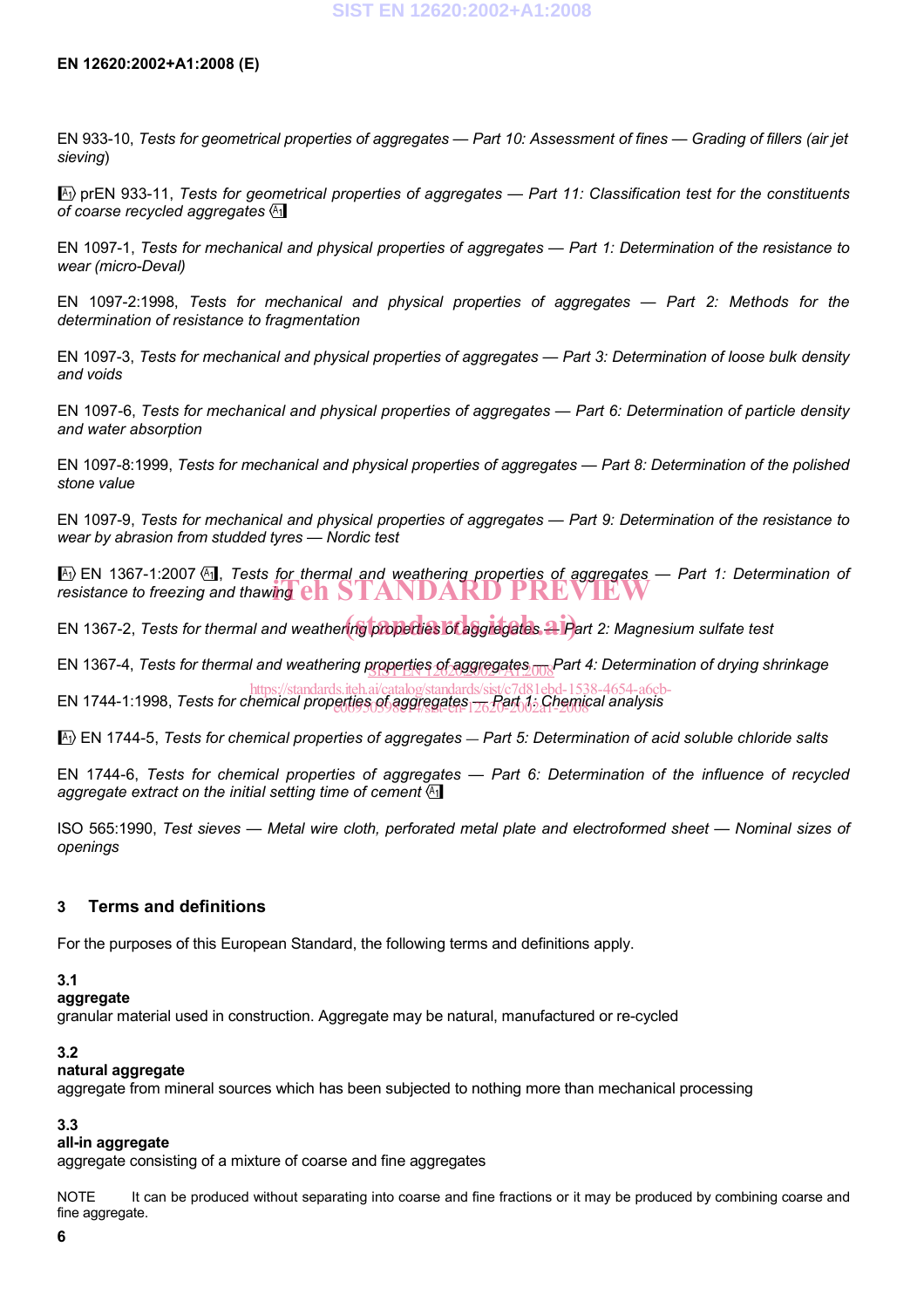EN 933-10, *Tests for geometrical properties of aggregates — Part 10: Assessment of fines — Grading of fillers (air jet sieving)*

A1) prEN 933-11, *Tests for geometrical properties of aggregates — Part 11: Classification test for the constituents of coarse recycled aggregates* (A1

EN 1097-1, *Tests for mechanical and physical properties of aggregates — Part 1: Determination of the resistance to wear (micro-Deval)*

EN 1097-2:1998, *Tests for mechanical and physical properties of aggregates — Part 2: Methods for the determination of resistance to fragmentation*

EN 1097-3, *Tests for mechanical and physical properties of aggregates — Part 3: Determination of loose bulk density and voids*

EN 1097-6, *Tests for mechanical and physical properties of aggregates — Part 6: Determination of particle density and water absorption*

EN 1097-8:1999, *Tests for mechanical and physical properties of aggregates — Part 8: Determination of the polished stone value*

EN 1097-9, *Tests for mechanical and physical properties of aggregates — Part 9: Determination of the resistance to wear by abrasion from studded tyres — Nordic test*

A1) EN 1367-1:2007 (A1, *Tests for thermal and weathering properties of aggregates — Part 1: Determination of resistance to freezing and thawing*

EN 1367-2, *Tests for thermal and weathering properties of aggregates — Part 2: Magnesium sulfate test*

EN 1367-4, *Tests for thermal and weathering properties of aggregates — Part 4: Determination of drying shrinkage*

EN 1744-1:1998, *Tests for chemical properties of aggregates — Part 1: Chemical analysis*

A1) EN 1744-5, *Tests for chemical properties of aggregates — Part 5: Determination of acid soluble chloride salts*

EN 1744-6, *Tests for chemical properties of aggregates — Part 6: Determination of the influence of recycled aggregate extract on the initial setting time of cement* (A1

ISO 565:1990, *Test sieves — Metal wire cloth, perforated metal plate and electroformed sheet — Nominal sizes of openings*

## 3 Terms and definitions

For the purposes of this European Standard, the following terms and definitions apply.

**3.1**
**aggregate**
granular material used in construction. Aggregate may be natural, manufactured or re-cycled

**3.2**
**natural aggregate**
aggregate from mineral sources which has been subjected to nothing more than mechanical processing

**3.3**
**all-in aggregate**
aggregate consisting of a mixture of coarse and fine aggregates

NOTE It can be produced without separating into coarse and fine fractions or it may be produced by combining coarse and fine aggregate.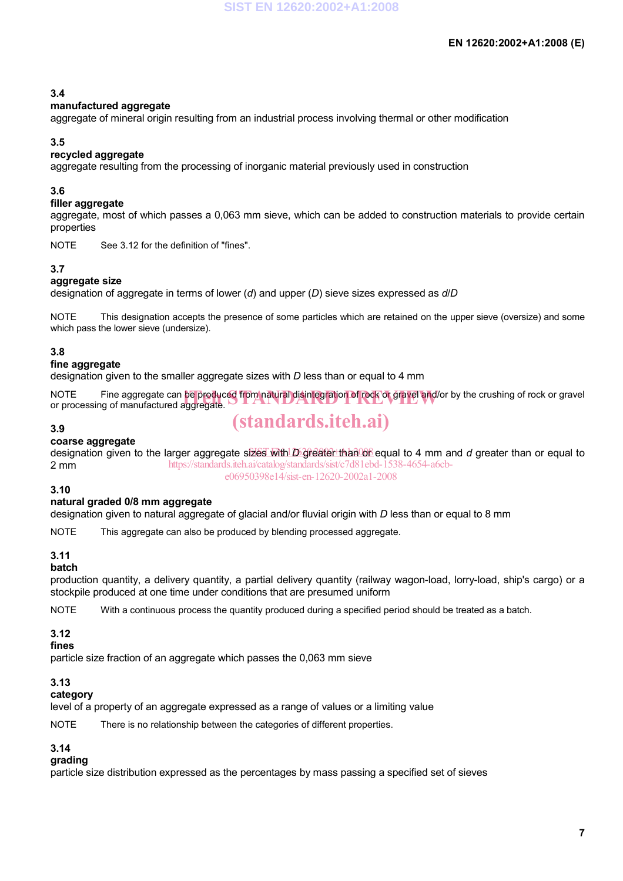### 3.4
**manufactured aggregate**
aggregate of mineral origin resulting from an industrial process involving thermal or other modification

### 3.5
**recycled aggregate**
aggregate resulting from the processing of inorganic material previously used in construction

### 3.6
**filler aggregate**
aggregate, most of which passes a 0,063 mm sieve, which can be added to construction materials to provide certain properties

NOTE See 3.12 for the definition of "fines".

### 3.7
**aggregate size**
designation of aggregate in terms of lower ($d$) and upper ($D$) sieve sizes expressed as $d/D$

NOTE This designation accepts the presence of some particles which are retained on the upper sieve (oversize) and some which pass the lower sieve (undersize).

### 3.8
**fine aggregate**
designation given to the smaller aggregate sizes with $D$ less than or equal to 4 mm

NOTE Fine aggregate can be produced from natural disintegration of rock or gravel and/or by the crushing of rock or gravel or processing of manufactured aggregate.

### 3.9
**coarse aggregate**
designation given to the larger aggregate sizes with $D$ greater than or equal to 4 mm and $d$ greater than or equal to 2 mm

### 3.10
**natural graded 0/8 mm aggregate**
designation given to natural aggregate of glacial and/or fluvial origin with $D$ less than or equal to 8 mm

NOTE This aggregate can also be produced by blending processed aggregate.

### 3.11
**batch**
production quantity, a delivery quantity, a partial delivery quantity (railway wagon-load, lorry-load, ship's cargo) or a stockpile produced at one time under conditions that are presumed uniform

NOTE With a continuous process the quantity produced during a specified period should be treated as a batch.

### 3.12
**fines**
particle size fraction of an aggregate which passes the 0,063 mm sieve

### 3.13
**category**
level of a property of an aggregate expressed as a range of values or a limiting value

NOTE There is no relationship between the categories of different properties.

### 3.14
**grading**
particle size distribution expressed as the percentages by mass passing a specified set of sieves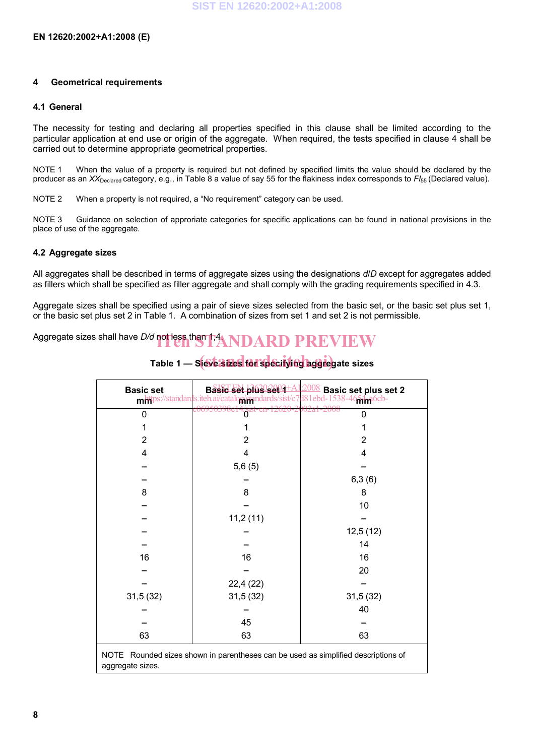## 4 Geometrical requirements

### 4.1 General

The necessity for testing and declaring all properties specified in this clause shall be limited according to the particular application at end use or origin of the aggregate. When required, the tests specified in clause 4 shall be carried out to determine appropriate geometrical properties.

NOTE 1 When the value of a property is required but not defined by specified limits the value should be declared by the producer as an $XX_{\text{Declared}}$ category, e.g., in Table 8 a value of say 55 for the flakiness index corresponds to $FI_{55}$ (Declared value).

NOTE 2 When a property is not required, a "No requirement" category can be used.

NOTE 3 Guidance on selection of approriate categories for specific applications can be found in national provisions in the place of use of the aggregate.

### 4.2 Aggregate sizes

All aggregates shall be described in terms of aggregate sizes using the designations *d*/*D* except for aggregates added as fillers which shall be specified as filler aggregate and shall comply with the grading requirements specified in 4.3.

Aggregate sizes shall be specified using a pair of sieve sizes selected from the basic set, or the basic set plus set 1, or the basic set plus set 2 in Table 1. A combination of sizes from set 1 and set 2 is not permissible.

Aggregate sizes shall have *D*/*d* not less than 1,4.

**Table 1 — Sieve sizes for specifying aggregate sizes**

| Basic set mm | Basic set plus set 1 mm | Basic set plus set 2 mm |
|---|---|---|
| 0 | 0 | 0 |
| 1 | 1 | 1 |
| 2 | 2 | 2 |
| 4 | 4 | 4 |
| – | 5,6 (5) | – |
| – | – | 6,3 (6) |
| 8 | 8 | 8 |
| – | – | 10 |
| – | 11,2 (11) | – |
| – | – | 12,5 (12) |
| – | – | 14 |
| 16 | 16 | 16 |
| – | – | 20 |
| – | 22,4 (22) | – |
| 31,5 (32) | 31,5 (32) | 31,5 (32) |
| – | – | 40 |
| – | 45 | – |
| 63 | 63 | 63 |

NOTE Rounded sizes shown in parentheses can be used as simplified descriptions of aggregate sizes.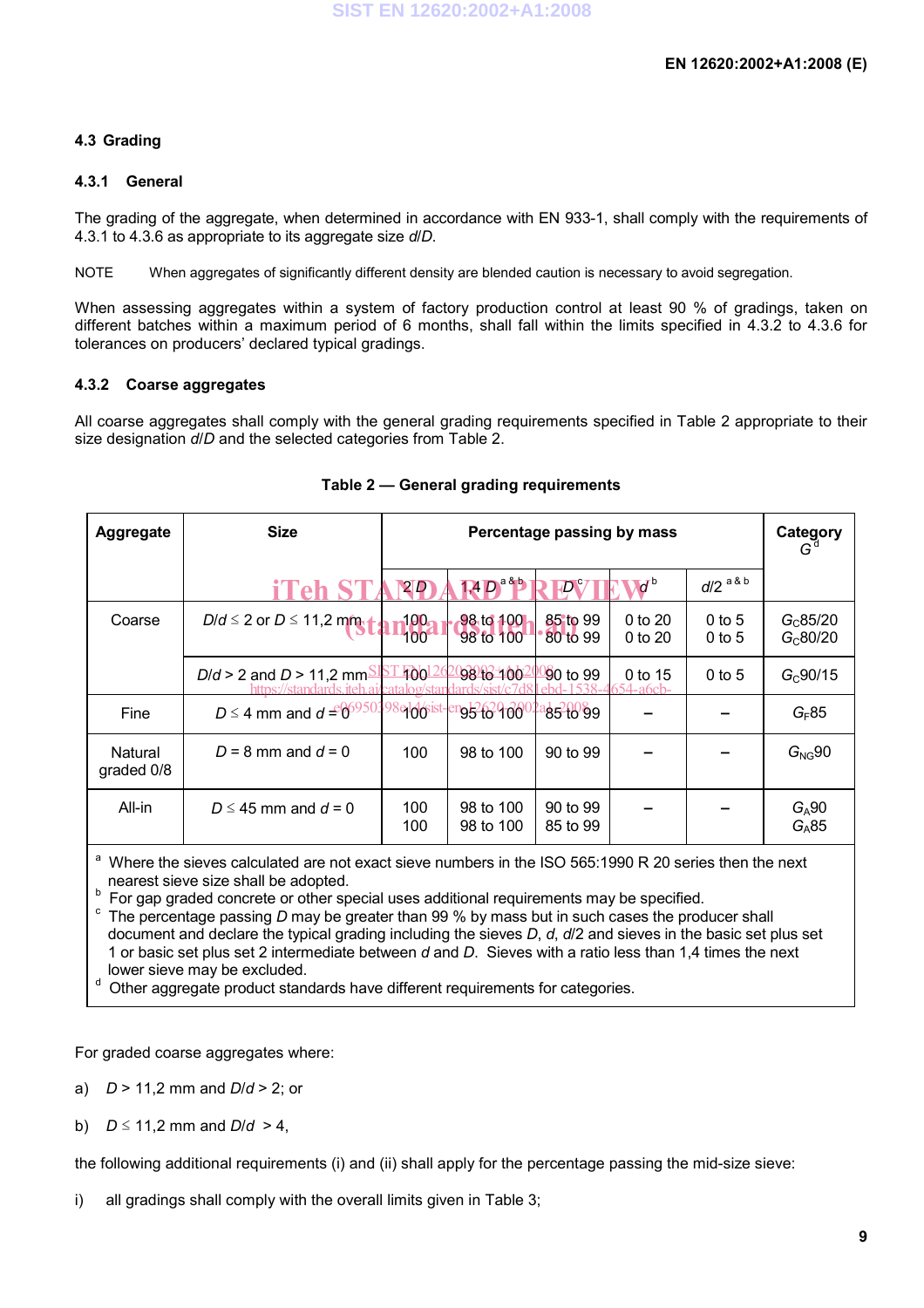### 4.3 Grading

#### 4.3.1 General

The grading of the aggregate, when determined in accordance with EN 933-1, shall comply with the requirements of 4.3.1 to 4.3.6 as appropriate to its aggregate size *d*/*D*.

NOTE When aggregates of significantly different density are blended caution is necessary to avoid segregation.

When assessing aggregates within a system of factory production control at least 90 % of gradings, taken on different batches within a maximum period of 6 months, shall fall within the limits specified in 4.3.2 to 4.3.6 for tolerances on producers' declared typical gradings.

#### 4.3.2 Coarse aggregates

All coarse aggregates shall comply with the general grading requirements specified in Table 2 appropriate to their size designation *d*/*D* and the selected categories from Table 2.

**Table 2 — General grading requirements**

| Aggregate | Size | Percentage passing by mass | | | | | Category $G$ [d] |
|---|---|---|---|---|---|---|---|
| | | 2 *D* | 1,4 *D* [a & b] | *D* [c] | *d* [b] | *d*/2 [a & b] | |
| Coarse | *D*/*d* ≤ 2 or *D* ≤ 11,2 mm | 100<br>100 | 98 to 100<br>98 to 100 | 85 to 99<br>80 to 99 | 0 to 20<br>0 to 20 | 0 to 5<br>0 to 5 | $G_C$85/20<br>$G_C$80/20 |
| | *D*/*d* > 2 and *D* > 11,2 mm | 100 | 98 to 100 | 90 to 99 | 0 to 15 | 0 to 5 | $G_C$90/15 |
| Fine | *D* ≤ 4 mm and *d* = 0 | 100 | 95 to 100 | 85 to 99 | – | – | $G_F$85 |
| Natural graded 0/8 | *D* = 8 mm and *d* = 0 | 100 | 98 to 100 | 90 to 99 | – | – | $G_{NG}$90 |
| All-in | *D* ≤ 45 mm and *d* = 0 | 100<br>100 | 98 to 100<br>98 to 100 | 90 to 99<br>85 to 99 | – | – | $G_A$90<br>$G_A$85 |

[a] Where the sieves calculated are not exact sieve numbers in the ISO 565:1990 R 20 series then the next nearest sieve size shall be adopted.
[b] For gap graded concrete or other special uses additional requirements may be specified.
[c] The percentage passing *D* may be greater than 99 % by mass but in such cases the producer shall document and declare the typical grading including the sieves *D*, *d*, *d*/2 and sieves in the basic set plus set 1 or basic set plus set 2 intermediate between *d* and *D*. Sieves with a ratio less than 1,4 times the next lower sieve may be excluded.
[d] Other aggregate product standards have different requirements for categories.

For graded coarse aggregates where:

a) *D* > 11,2 mm and *D*/*d* > 2; or

b) *D* ≤ 11,2 mm and *D*/*d* > 4,

the following additional requirements (i) and (ii) shall apply for the percentage passing the mid-size sieve:

i) all gradings shall comply with the overall limits given in Table 3;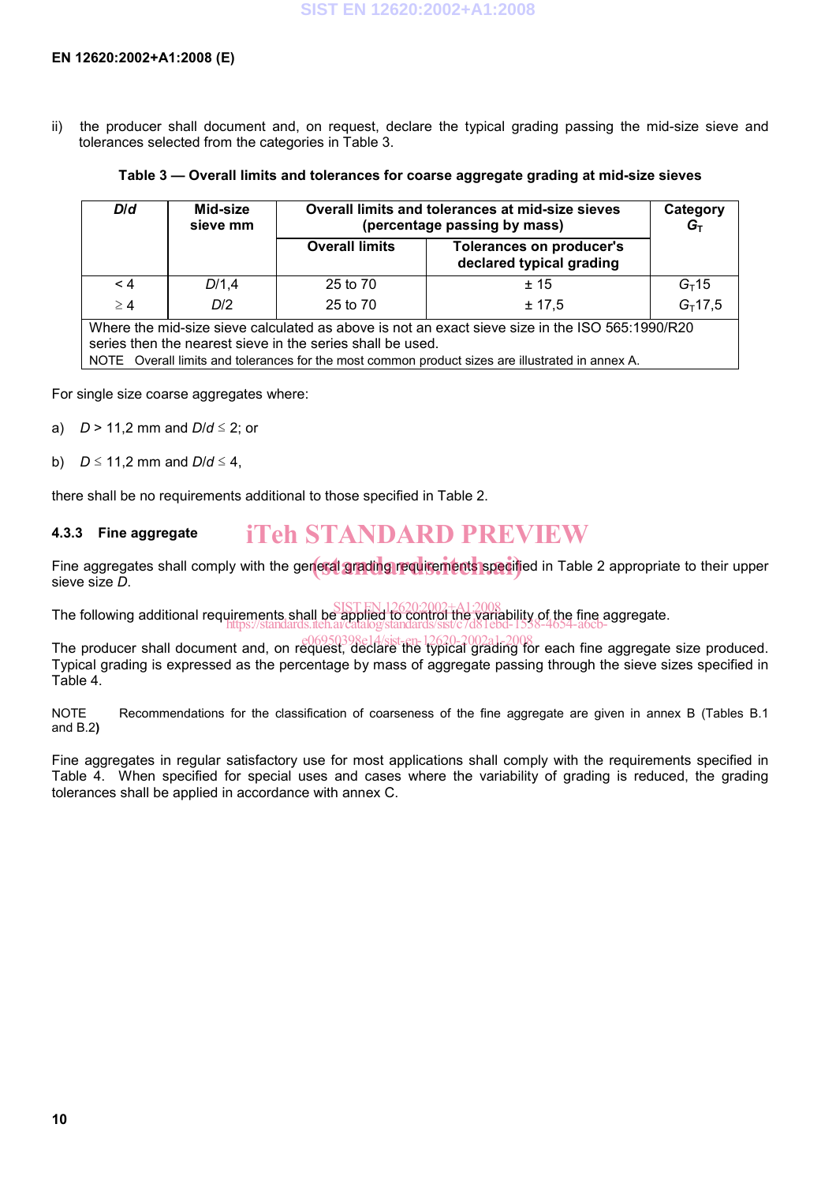ii) the producer shall document and, on request, declare the typical grading passing the mid-size sieve and tolerances selected from the categories in Table 3.

**Table 3 — Overall limits and tolerances for coarse aggregate grading at mid-size sieves**

| *D*/*d* | Mid-size sieve mm | Overall limits and tolerances at mid-size sieves (percentage passing by mass) | | Category $G_T$ |
|---|---|---|---|---|
| | | Overall limits | Tolerances on producer's declared typical grading | |
| < 4 | *D*/1,4 | 25 to 70 | ± 15 | $G_T$15 |
| ≥ 4 | *D*/2 | 25 to 70 | ± 17,5 | $G_T$17,5 |
| Where the mid-size sieve calculated as above is not an exact sieve size in the ISO 565:1990/R20 series then the nearest sieve in the series shall be used. | | | | |
| NOTE Overall limits and tolerances for the most common product sizes are illustrated in annex A. | | | | |

For single size coarse aggregates where:

a) *D* > 11,2 mm and *D*/*d* ≤ 2; or

b) *D* ≤ 11,2 mm and *D*/*d* ≤ 4,

there shall be no requirements additional to those specified in Table 2.

### 4.3.3 Fine aggregate

Fine aggregates shall comply with the general grading requirements specified in Table 2 appropriate to their upper sieve size *D*.

The following additional requirements shall be applied to control the variability of the fine aggregate.

The producer shall document and, on request, declare the typical grading for each fine aggregate size produced. Typical grading is expressed as the percentage by mass of aggregate passing through the sieve sizes specified in Table 4.

NOTE Recommendations for the classification of coarseness of the fine aggregate are given in annex B (Tables B.1 and B.2)

Fine aggregates in regular satisfactory use for most applications shall comply with the requirements specified in Table 4. When specified for special uses and cases where the variability of grading is reduced, the grading tolerances shall be applied in accordance with annex C.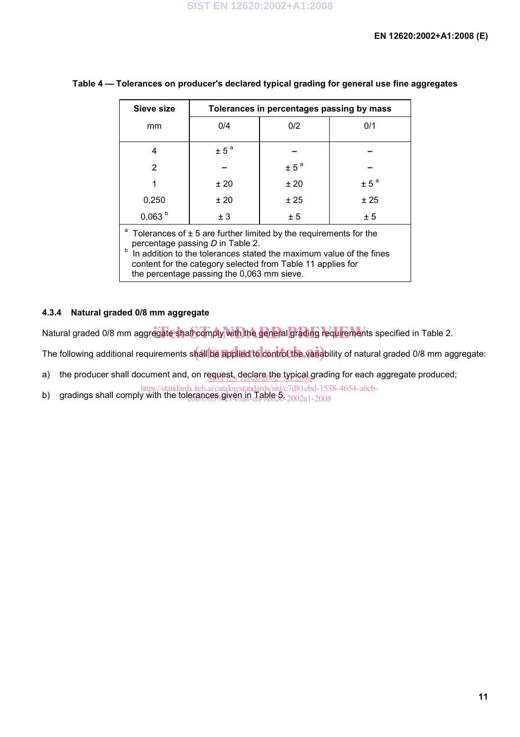**Table 4 — Tolerances on producer's declared typical grading for general use fine aggregates**

| Sieve size | Tolerances in percentages passing by mass | | |
|---|---|---|---|
| mm | 0/4 | 0/2 | 0/1 |
| 4 | ± 5 [a] | – | – |
| 2 | – | ± 5 [a] | – |
| 1 | ± 20 | ± 20 | ± 5 [a] |
| 0,250 | ± 20 | ± 25 | ± 25 |
| 0,063 [b] | ± 3 | ± 5 | ± 5 |

[a] Tolerances of ± 5 are further limited by the requirements for the percentage passing *D* in Table 2.

[b] In addition to the tolerances stated the maximum value of the fines content for the category selected from Table 11 applies for the percentage passing the 0,063 mm sieve.

### 4.3.4 Natural graded 0/8 mm aggregate

Natural graded 0/8 mm aggregate shall comply with the general grading requirements specified in Table 2.

The following additional requirements shall be applied to control the variability of natural graded 0/8 mm aggregate:

a) the producer shall document and, on request, declare the typical grading for each aggregate produced;

b) gradings shall comply with the tolerances given in Table 5.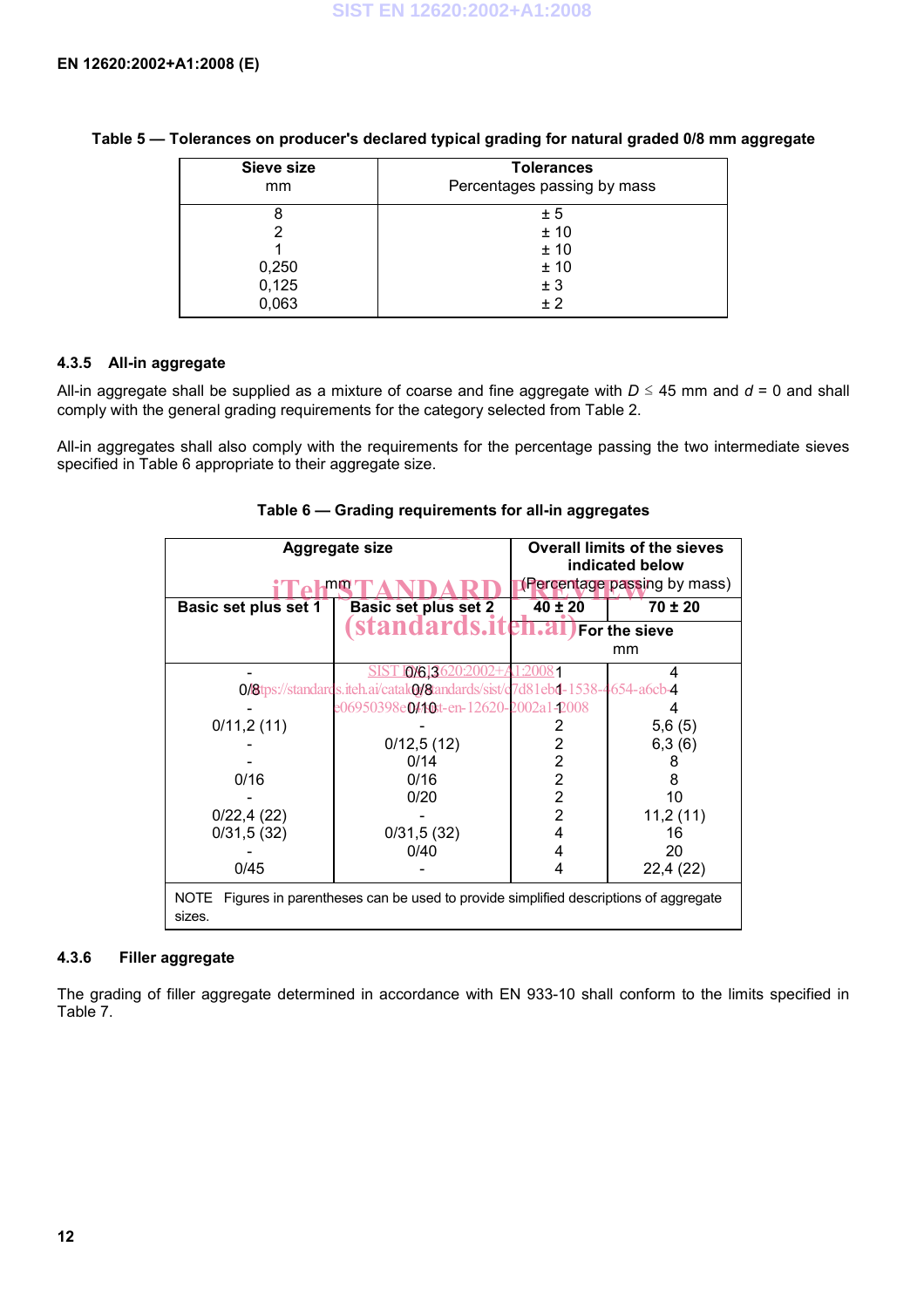**Table 5 — Tolerances on producer's declared typical grading for natural graded 0/8 mm aggregate**

| Sieve size<br>mm | Tolerances<br>Percentages passing by mass |
|---|---|
| 8 | ± 5 |
| 2 | ± 10 |
| 1 | ± 10 |
| 0,250 | ± 10 |
| 0,125 | ± 3 |
| 0,063 | ± 2 |

### 4.3.5 All-in aggregate

All-in aggregate shall be supplied as a mixture of coarse and fine aggregate with $D \leq 45$ mm and $d = 0$ and shall comply with the general grading requirements for the category selected from Table 2.

All-in aggregates shall also comply with the requirements for the percentage passing the two intermediate sieves specified in Table 6 appropriate to their aggregate size.

**Table 6 — Grading requirements for all-in aggregates**

| Aggregate size<br>mm | | Overall limits of the sieves indicated below<br>(Percentage passing by mass) | |
|---|---|---|---|
| Basic set plus set 1 | Basic set plus set 2 | 40 ± 20 | 70 ± 20 |
| | | For the sieve<br>mm | |
| - | 0/6,3 | 1 | 4 |
| 0/8 | 0/8 | 1 | 4 |
| - | 0/10 | 1 | 4 |
| 0/11,2 (11) | - | 2 | 5,6 (5) |
| - | 0/12,5 (12) | 2 | 6,3 (6) |
| - | 0/14 | 2 | 8 |
| 0/16 | 0/16 | 2 | 8 |
| - | 0/20 | 2 | 10 |
| 0/22,4 (22) | - | 2 | 11,2 (11) |
| 0/31,5 (32) | 0/31,5 (32) | 4 | 16 |
| - | 0/40 | 4 | 20 |
| 0/45 | - | 4 | 22,4 (22) |

NOTE Figures in parentheses can be used to provide simplified descriptions of aggregate sizes.

### 4.3.6 Filler aggregate

The grading of filler aggregate determined in accordance with EN 933-10 shall conform to the limits specified in Table 7.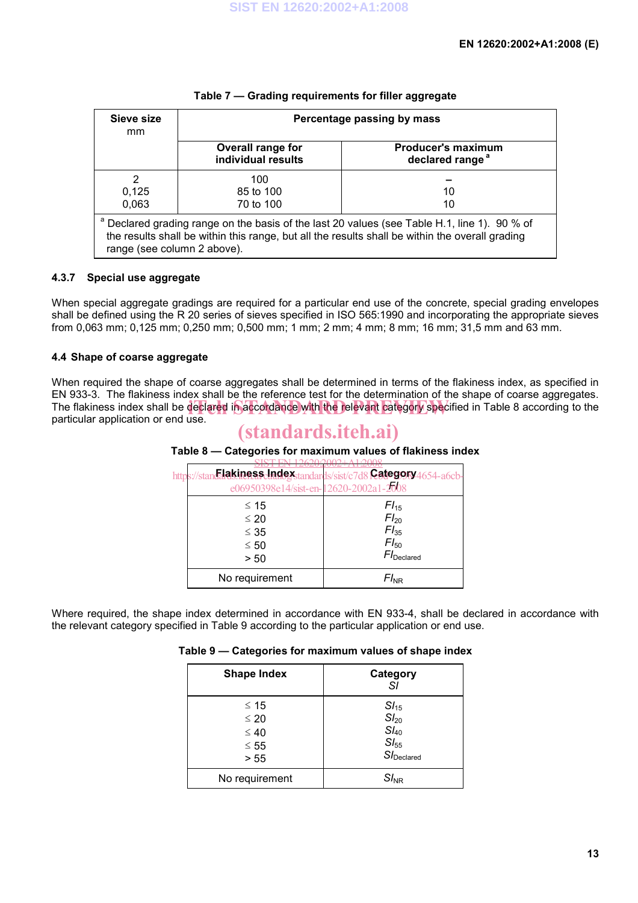**Table 7 — Grading requirements for filler aggregate**

| Sieve size mm | Percentage passing by mass | |
|---|---|---|
| | Overall range for individual results | Producer's maximum declared range [a] |
| 2 | 100 | – |
| 0,125 | 85 to 100 | 10 |
| 0,063 | 70 to 100 | 10 |

[a] Declared grading range on the basis of the last 20 values (see Table H.1, line 1). 90 % of the results shall be within this range, but all the results shall be within the overall grading range (see column 2 above).

### 4.3.7 Special use aggregate

When special aggregate gradings are required for a particular end use of the concrete, special grading envelopes shall be defined using the R 20 series of sieves specified in ISO 565:1990 and incorporating the appropriate sieves from 0,063 mm; 0,125 mm; 0,250 mm; 0,500 mm; 1 mm; 2 mm; 4 mm; 8 mm; 16 mm; 31,5 mm and 63 mm.

## 4.4 Shape of coarse aggregate

When required the shape of coarse aggregates shall be determined in terms of the flakiness index, as specified in EN 933-3. The flakiness index shall be the reference test for the determination of the shape of coarse aggregates. The flakiness index shall be declared in accordance with the relevant category specified in Table 8 according to the particular application or end use.

**Table 8 — Categories for maximum values of flakiness index**

| Flakiness Index | Category *FI* |
|---|---|
| ≤ 15 | $FI_{15}$ |
| ≤ 20 | $FI_{20}$ |
| ≤ 35 | $FI_{35}$ |
| ≤ 50 | $FI_{50}$ |
| > 50 | $FI_{Declared}$ |
| No requirement | $FI_{NR}$ |

Where required, the shape index determined in accordance with EN 933-4, shall be declared in accordance with the relevant category specified in Table 9 according to the particular application or end use.

**Table 9 — Categories for maximum values of shape index**

| Shape Index | Category *SI* |
|---|---|
| ≤ 15 | $SI_{15}$ |
| ≤ 20 | $SI_{20}$ |
| ≤ 40 | $SI_{40}$ |
| ≤ 55 | $SI_{55}$ |
| > 55 | $SI_{Declared}$ |
| No requirement | $SI_{NR}$ |